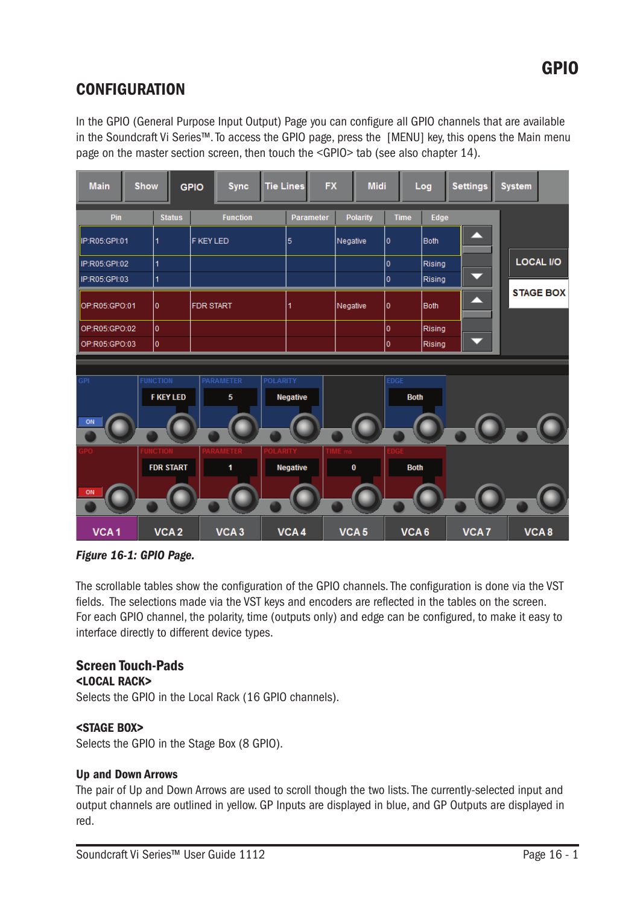# GPIO

## CONFIGURATION

In the GPIO (General Purpose Input Output) Page you can configure all GPIO channels that are available in the Soundcraft Vi Series™. To access the GPIO page, press the [MENU] key, this opens the Main menu page on the master section screen, then touch the <GPIO> tab (see also chapter 14).

***Figure 16-1: GPIO Page.***

The scrollable tables show the configuration of the GPIO channels. The configuration is done via the VST fields. The selections made via the VST keys and encoders are reflected in the tables on the screen. For each GPIO channel, the polarity, time (outputs only) and edge can be configured, to make it easy to interface directly to different device types.

### Screen Touch-Pads

**<LOCAL RACK>**
Selects the GPIO in the Local Rack (16 GPIO channels).

**<STAGE BOX>**
Selects the GPIO in the Stage Box (8 GPIO).

**Up and Down Arrows**
The pair of Up and Down Arrows are used to scroll though the two lists. The currently-selected input and output channels are outlined in yellow. GP Inputs are displayed in blue, and GP Outputs are displayed in red.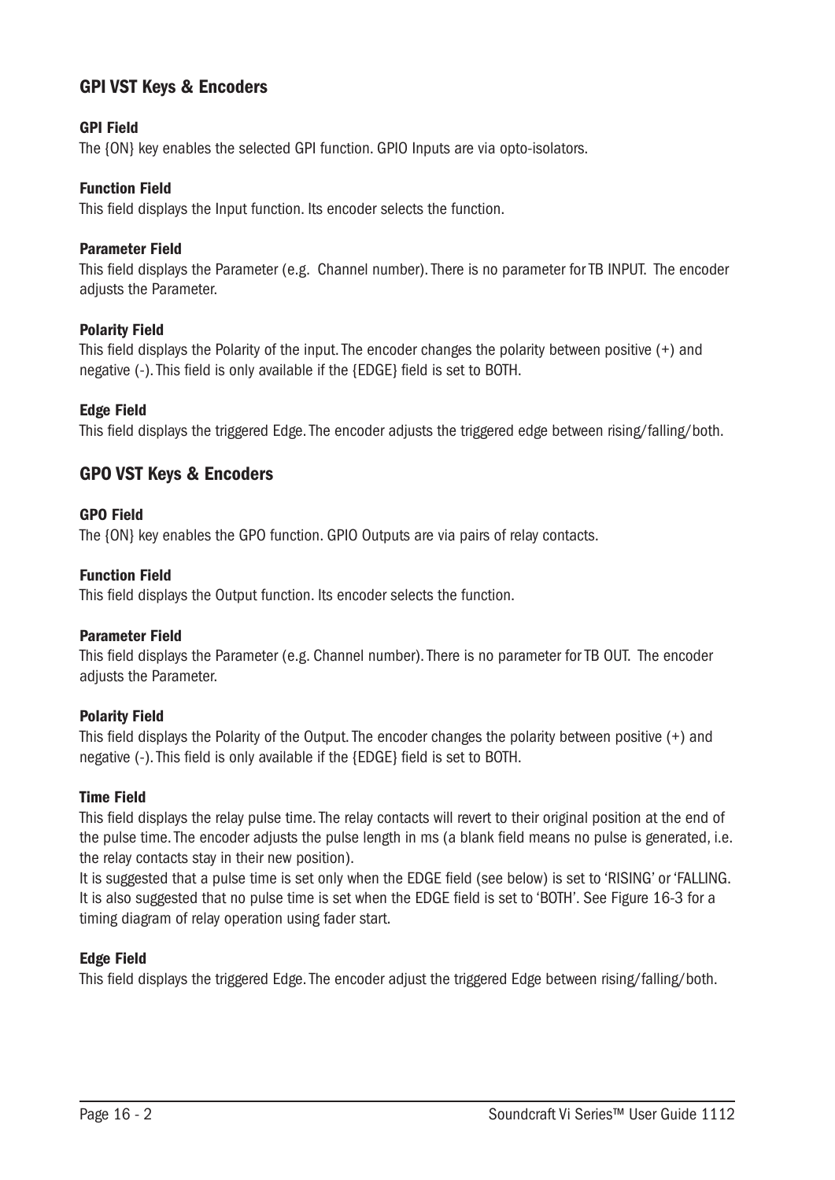## GPI VST Keys & Encoders

### GPI Field

The {ON} key enables the selected GPI function. GPIO Inputs are via opto-isolators.

### Function Field

This field displays the Input function. Its encoder selects the function.

### Parameter Field

This field displays the Parameter (e.g. Channel number). There is no parameter for TB INPUT. The encoder adjusts the Parameter.

### Polarity Field

This field displays the Polarity of the input. The encoder changes the polarity between positive (+) and negative (-). This field is only available if the {EDGE} field is set to BOTH.

### Edge Field

This field displays the triggered Edge. The encoder adjusts the triggered edge between rising/falling/both.

## GPO VST Keys & Encoders

### GPO Field

The {ON} key enables the GPO function. GPIO Outputs are via pairs of relay contacts.

### Function Field

This field displays the Output function. Its encoder selects the function.

### Parameter Field

This field displays the Parameter (e.g. Channel number). There is no parameter for TB OUT. The encoder adjusts the Parameter.

### Polarity Field

This field displays the Polarity of the Output. The encoder changes the polarity between positive (+) and negative (-). This field is only available if the {EDGE} field is set to BOTH.

### Time Field

This field displays the relay pulse time. The relay contacts will revert to their original position at the end of the pulse time. The encoder adjusts the pulse length in ms (a blank field means no pulse is generated, i.e. the relay contacts stay in their new position).

It is suggested that a pulse time is set only when the EDGE field (see below) is set to 'RISING' or 'FALLING. It is also suggested that no pulse time is set when the EDGE field is set to 'BOTH'. See Figure 16-3 for a timing diagram of relay operation using fader start.

### Edge Field

This field displays the triggered Edge. The encoder adjust the triggered Edge between rising/falling/both.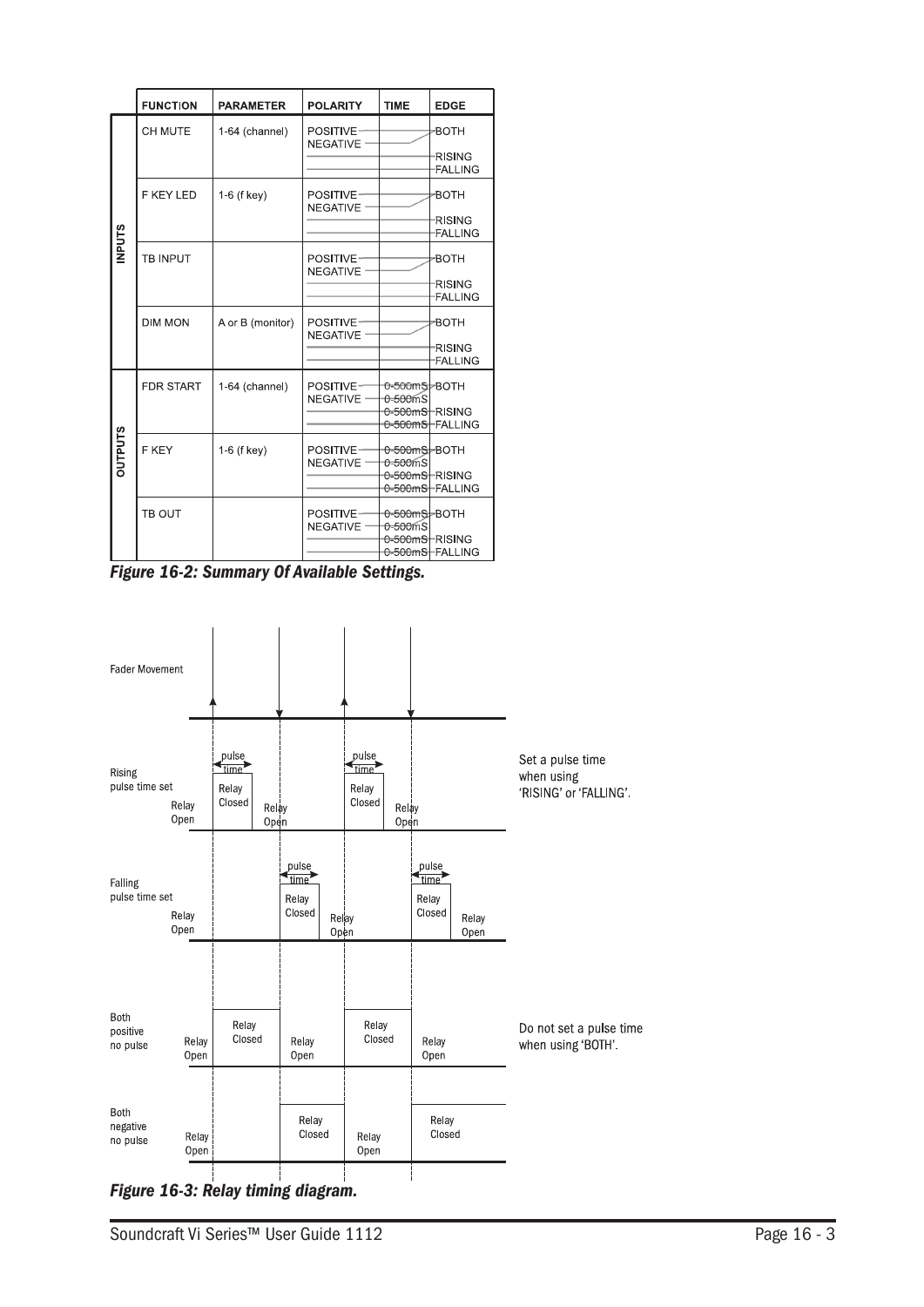| | FUNCTION | PARAMETER | POLARITY | TIME | EDGE |
|---|---|---|---|---|---|
| INPUTS | CH MUTE | 1-64 (channel) | POSITIVE<br>NEGATIVE | | BOTH<br>RISING<br>FALLING |
| | F KEY LED | 1-6 (f key) | POSITIVE<br>NEGATIVE | | BOTH<br>RISING<br>FALLING |
| | TB INPUT | | POSITIVE<br>NEGATIVE | | BOTH<br>RISING<br>FALLING |
| | DIM MON | A or B (monitor) | POSITIVE<br>NEGATIVE | | BOTH<br>RISING<br>FALLING |
| OUTPUTS | FDR START | 1-64 (channel) | POSITIVE<br>NEGATIVE | 0-500mS<br>0-500mS<br>0-500mS<br>0-500mS | BOTH<br>RISING<br>FALLING |
| | F KEY | 1-6 (f key) | POSITIVE<br>NEGATIVE | 0-500mS<br>0-500mS<br>0-500mS<br>0-500mS | BOTH<br>RISING<br>FALLING |
| | TB OUT | | POSITIVE<br>NEGATIVE | 0-500mS<br>0-500mS<br>0-500mS<br>0-500mS | BOTH<br>RISING<br>FALLING |

*Figure 16-2: Summary Of Available Settings.*

Fader Movement

Rising pulse time set — Relay Open / Relay Closed (pulse time)

Falling pulse time set — Relay Open / Relay Closed (pulse time)

Both positive no pulse — Relay Open / Relay Closed

Both negative no pulse — Relay Open / Relay Closed

Set a pulse time when using 'RISING' or 'FALLING'.

Do not set a pulse time when using 'BOTH'.

*Figure 16-3: Relay timing diagram.*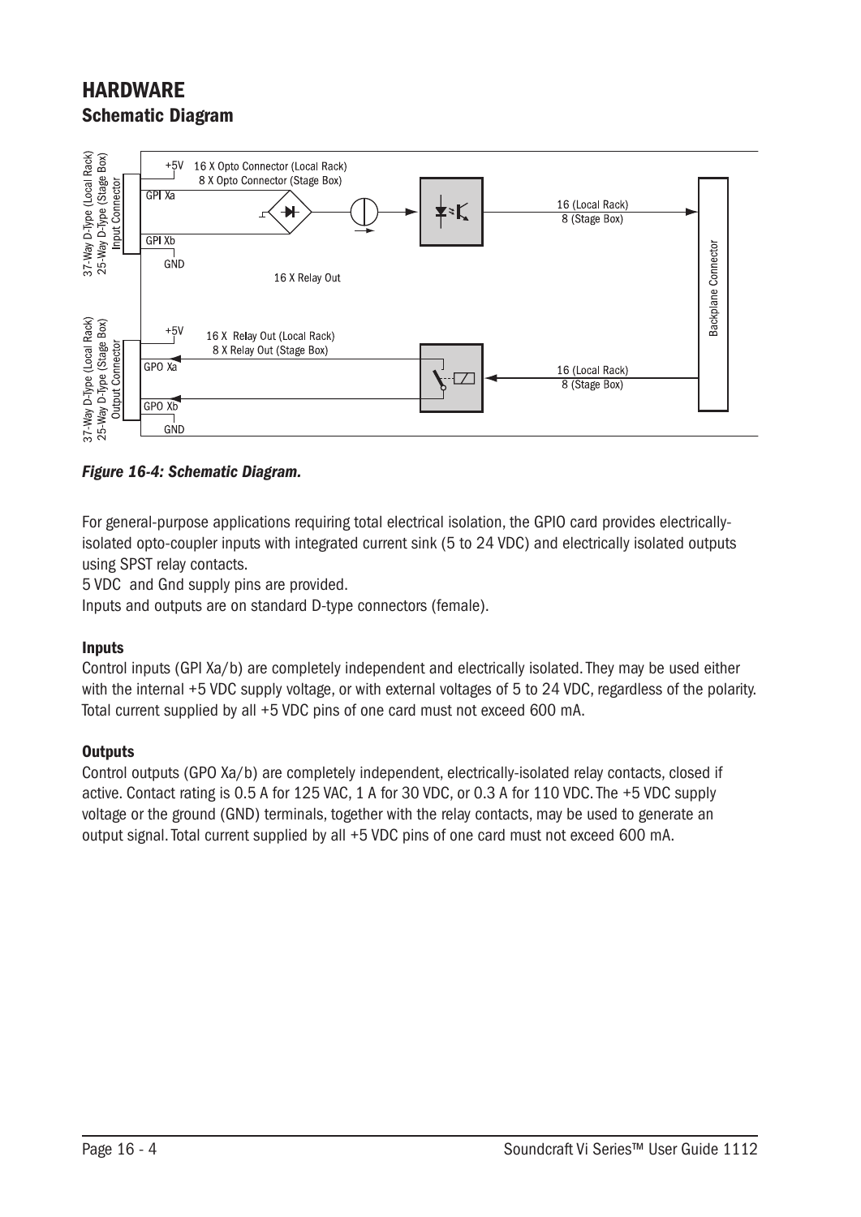# HARDWARE

## Schematic Diagram

*Figure 16-4: Schematic Diagram.*

For general-purpose applications requiring total electrical isolation, the GPIO card provides electrically-isolated opto-coupler inputs with integrated current sink (5 to 24 VDC) and electrically isolated outputs using SPST relay contacts.

5 VDC  and Gnd supply pins are provided.

Inputs and outputs are on standard D-type connectors (female).

### Inputs

Control inputs (GPI Xa/b) are completely independent and electrically isolated. They may be used either with the internal +5 VDC supply voltage, or with external voltages of 5 to 24 VDC, regardless of the polarity. Total current supplied by all +5 VDC pins of one card must not exceed 600 mA.

### Outputs

Control outputs (GPO Xa/b) are completely independent, electrically-isolated relay contacts, closed if active. Contact rating is 0.5 A for 125 VAC, 1 A for 30 VDC, or 0.3 A for 110 VDC. The +5 VDC supply voltage or the ground (GND) terminals, together with the relay contacts, may be used to generate an output signal. Total current supplied by all +5 VDC pins of one card must not exceed 600 mA.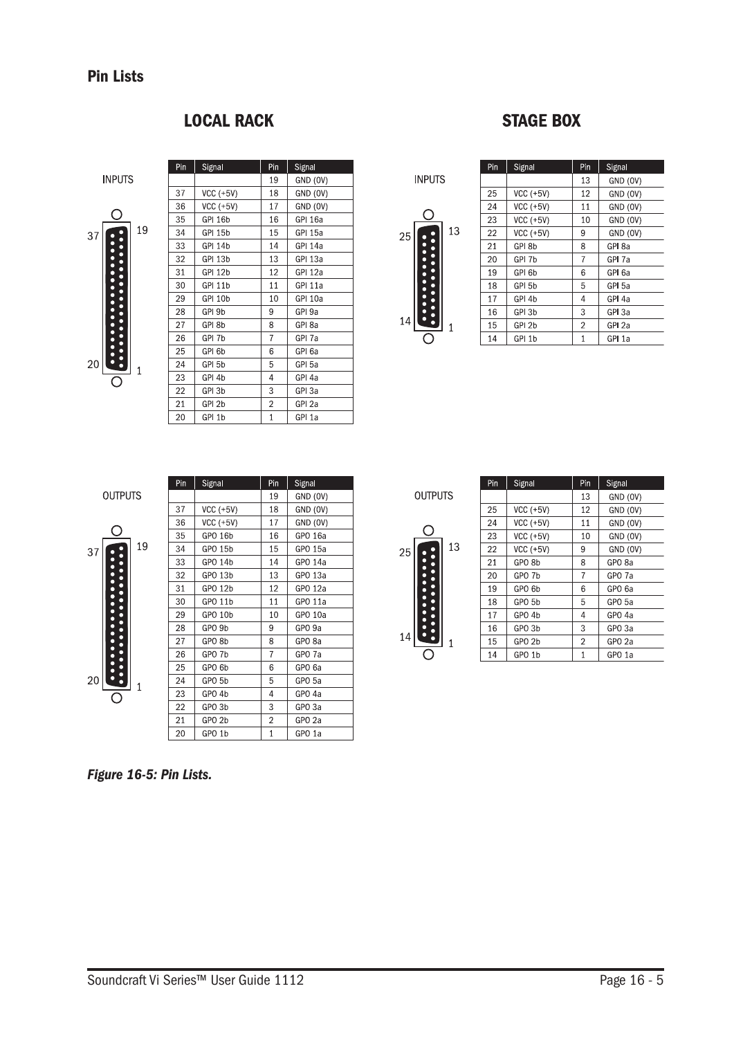## Pin Lists

### LOCAL RACK

INPUTS

37 19
20 1

| Pin | Signal | Pin | Signal |
|---|---|---|---|
| | | 19 | GND (0V) |
| 37 | VCC (+5V) | 18 | GND (0V) |
| 36 | VCC (+5V) | 17 | GND (0V) |
| 35 | GPI 16b | 16 | GPI 16a |
| 34 | GPI 15b | 15 | GPI 15a |
| 33 | GPI 14b | 14 | GPI 14a |
| 32 | GPI 13b | 13 | GPI 13a |
| 31 | GPI 12b | 12 | GPI 12a |
| 30 | GPI 11b | 11 | GPI 11a |
| 29 | GPI 10b | 10 | GPI 10a |
| 28 | GPI 9b | 9 | GPI 9a |
| 27 | GPI 8b | 8 | GPI 8a |
| 26 | GPI 7b | 7 | GPI 7a |
| 25 | GPI 6b | 6 | GPI 6a |
| 24 | GPI 5b | 5 | GPI 5a |
| 23 | GPI 4b | 4 | GPI 4a |
| 22 | GPI 3b | 3 | GPI 3a |
| 21 | GPI 2b | 2 | GPI 2a |
| 20 | GPI 1b | 1 | GPI 1a |

OUTPUTS

37 19
20 1

| Pin | Signal | Pin | Signal |
|---|---|---|---|
| | | 19 | GND (0V) |
| 37 | VCC (+5V) | 18 | GND (0V) |
| 36 | VCC (+5V) | 17 | GND (0V) |
| 35 | GPO 16b | 16 | GPO 16a |
| 34 | GPO 15b | 15 | GPO 15a |
| 33 | GPO 14b | 14 | GPO 14a |
| 32 | GPO 13b | 13 | GPO 13a |
| 31 | GPO 12b | 12 | GPO 12a |
| 30 | GPO 11b | 11 | GPO 11a |
| 29 | GPO 10b | 10 | GPO 10a |
| 28 | GPO 9b | 9 | GPO 9a |
| 27 | GPO 8b | 8 | GPO 8a |
| 26 | GPO 7b | 7 | GPO 7a |
| 25 | GPO 6b | 6 | GPO 6a |
| 24 | GPO 5b | 5 | GPO 5a |
| 23 | GPO 4b | 4 | GPO 4a |
| 22 | GPO 3b | 3 | GPO 3a |
| 21 | GPO 2b | 2 | GPO 2a |
| 20 | GPO 1b | 1 | GPO 1a |

### STAGE BOX

INPUTS

25 13
14 1

| Pin | Signal | Pin | Signal |
|---|---|---|---|
| | | 13 | GND (0V) |
| 25 | VCC (+5V) | 12 | GND (0V) |
| 24 | VCC (+5V) | 11 | GND (0V) |
| 23 | VCC (+5V) | 10 | GND (0V) |
| 22 | VCC (+5V) | 9 | GND (0V) |
| 21 | GPI 8b | 8 | GPI 8a |
| 20 | GPI 7b | 7 | GPI 7a |
| 19 | GPI 6b | 6 | GPI 6a |
| 18 | GPI 5b | 5 | GPI 5a |
| 17 | GPI 4b | 4 | GPI 4a |
| 16 | GPI 3b | 3 | GPI 3a |
| 15 | GPI 2b | 2 | GPI 2a |
| 14 | GPI 1b | 1 | GPI 1a |

OUTPUTS

25 13
14 1

| Pin | Signal | Pin | Signal |
|---|---|---|---|
| | | 13 | GND (0V) |
| 25 | VCC (+5V) | 12 | GND (0V) |
| 24 | VCC (+5V) | 11 | GND (0V) |
| 23 | VCC (+5V) | 10 | GND (0V) |
| 22 | VCC (+5V) | 9 | GND (0V) |
| 21 | GPO 8b | 8 | GPO 8a |
| 20 | GPO 7b | 7 | GPO 7a |
| 19 | GPO 6b | 6 | GPO 6a |
| 18 | GPO 5b | 5 | GPO 5a |
| 17 | GPO 4b | 4 | GPO 4a |
| 16 | GPO 3b | 3 | GPO 3a |
| 15 | GPO 2b | 2 | GPO 2a |
| 14 | GPO 1b | 1 | GPO 1a |

*Figure 16-5: Pin Lists.*